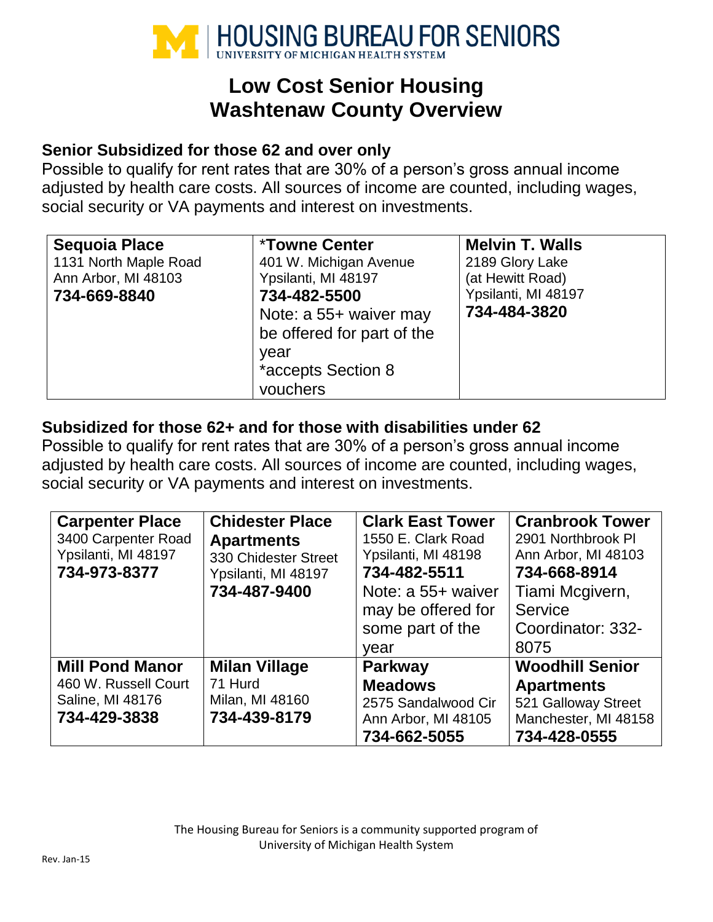# HOUSING BUREAU FOR SENIORS

UNIVERSITY OF MICHIGAN HEALTH SYSTEM

# Low Cost Senior Housing
# Washtenaw County Overview

### Senior Subsidized for those 62 and over only

Possible to qualify for rent rates that are 30% of a person's gross annual income adjusted by health care costs. All sources of income are counted, including wages, social security or VA payments and interest on investments.

| **Sequoia Place**<br>1131 North Maple Road<br>Ann Arbor, MI 48103<br>**734-669-8840** | ***Towne Center**<br>401 W. Michigan Avenue<br>Ypsilanti, MI 48197<br>**734-482-5500**<br>Note: a 55+ waiver may be offered for part of the year<br>*accepts Section 8 vouchers | **Melvin T. Walls**<br>2189 Glory Lake<br>(at Hewitt Road)<br>Ypsilanti, MI 48197<br>**734-484-3820** |
|---|---|---|

### Subsidized for those 62+ and for those with disabilities under 62

Possible to qualify for rent rates that are 30% of a person's gross annual income adjusted by health care costs. All sources of income are counted, including wages, social security or VA payments and interest on investments.

| **Carpenter Place**<br>3400 Carpenter Road<br>Ypsilanti, MI 48197<br>**734-973-8377** | **Chidester Place Apartments**<br>330 Chidester Street<br>Ypsilanti, MI 48197<br>**734-487-9400** | **Clark East Tower**<br>1550 E. Clark Road<br>Ypsilanti, MI 48198<br>**734-482-5511**<br>Note: a 55+ waiver may be offered for some part of the year | **Cranbrook Tower**<br>2901 Northbrook Pl<br>Ann Arbor, MI 48103<br>**734-668-8914**<br>Tiami Mcgivern, Service Coordinator: 332-8075 |
|---|---|---|---|
| **Mill Pond Manor**<br>460 W. Russell Court<br>Saline, MI 48176<br>**734-429-3838** | **Milan Village**<br>71 Hurd<br>Milan, MI 48160<br>**734-439-8179** | **Parkway Meadows**<br>2575 Sandalwood Cir<br>Ann Arbor, MI 48105<br>**734-662-5055** | **Woodhill Senior Apartments**<br>521 Galloway Street<br>Manchester, MI 48158<br>**734-428-0555** |

The Housing Bureau for Seniors is a community supported program of University of Michigan Health System

Rev. Jan-15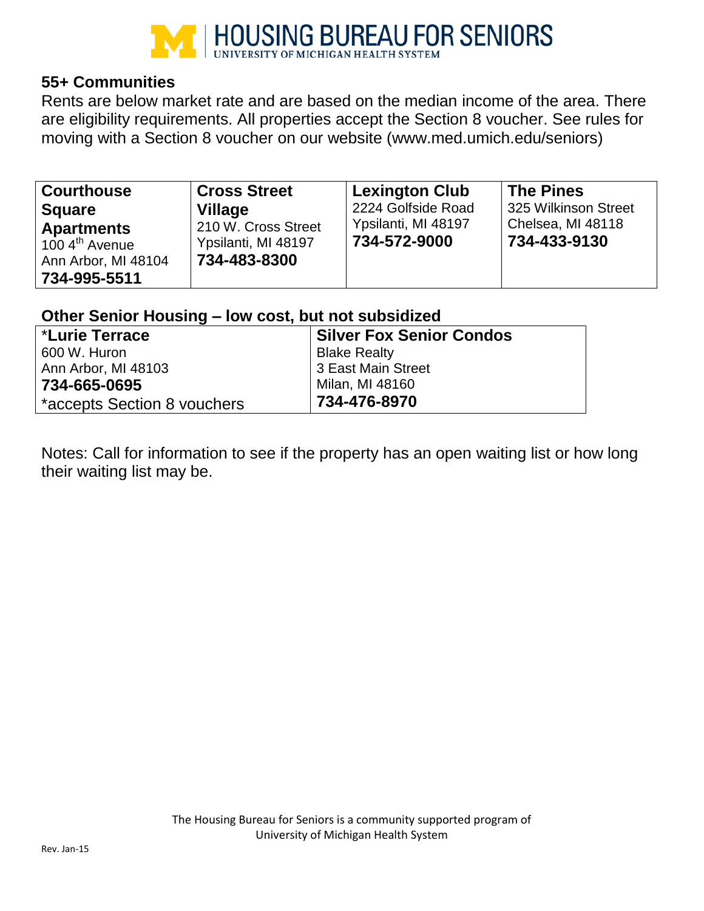# HOUSING BUREAU FOR SENIORS

UNIVERSITY OF MICHIGAN HEALTH SYSTEM

## 55+ Communities

Rents are below market rate and are based on the median income of the area. There are eligibility requirements. All properties accept the Section 8 voucher. See rules for moving with a Section 8 voucher on our website (www.med.umich.edu/seniors)

| | | | |
|---|---|---|---|
| **Courthouse Square Apartments**<br>100 4th Avenue<br>Ann Arbor, MI 48104<br>**734-995-5511** | **Cross Street Village**<br>210 W. Cross Street<br>Ypsilanti, MI 48197<br>**734-483-8300** | **Lexington Club**<br>2224 Golfside Road<br>Ypsilanti, MI 48197<br>**734-572-9000** | **The Pines**<br>325 Wilkinson Street<br>Chelsea, MI 48118<br>**734-433-9130** |

## Other Senior Housing – low cost, but not subsidized

| | |
|---|---|
| ***Lurie Terrace**<br>600 W. Huron<br>Ann Arbor, MI 48103<br>**734-665-0695**<br>*accepts Section 8 vouchers | **Silver Fox Senior Condos**<br>Blake Realty<br>3 East Main Street<br>Milan, MI 48160<br>**734-476-8970** |

Notes: Call for information to see if the property has an open waiting list or how long their waiting list may be.

The Housing Bureau for Seniors is a community supported program of University of Michigan Health System

Rev. Jan-15